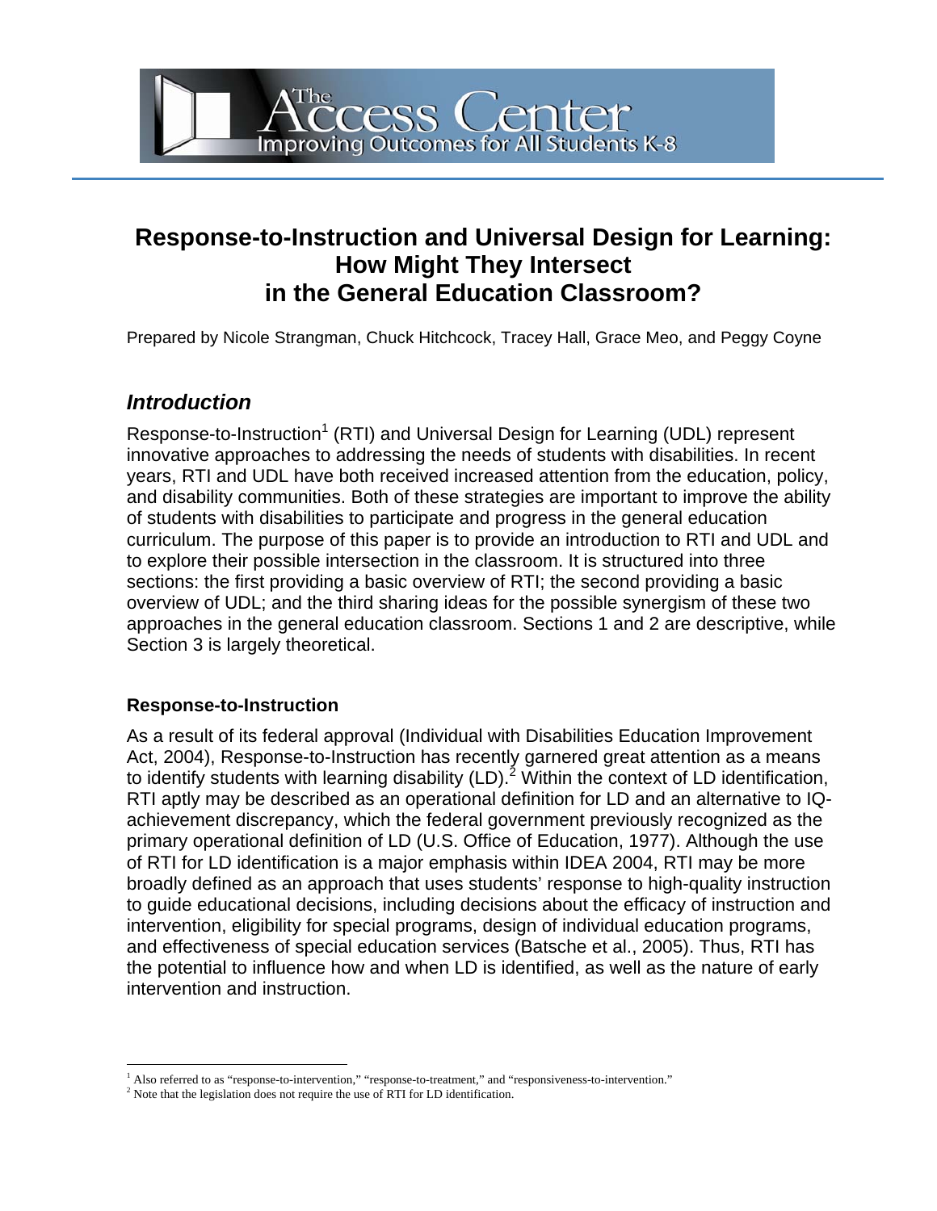# Response-to-Instruction and Universal Design for Learning: How Might They Intersect in the General Education Classroom?

Prepared by Nicole Strangman, Chuck Hitchcock, Tracey Hall, Grace Meo, and Peggy Coyne

## *Introduction*

Response-to-Instruction[1] (RTI) and Universal Design for Learning (UDL) represent innovative approaches to addressing the needs of students with disabilities. In recent years, RTI and UDL have both received increased attention from the education, policy, and disability communities. Both of these strategies are important to improve the ability of students with disabilities to participate and progress in the general education curriculum. The purpose of this paper is to provide an introduction to RTI and UDL and to explore their possible intersection in the classroom. It is structured into three sections: the first providing a basic overview of RTI; the second providing a basic overview of UDL; and the third sharing ideas for the possible synergism of these two approaches in the general education classroom. Sections 1 and 2 are descriptive, while Section 3 is largely theoretical.

### Response-to-Instruction

As a result of its federal approval (Individual with Disabilities Education Improvement Act, 2004), Response-to-Instruction has recently garnered great attention as a means to identify students with learning disability (LD).[2] Within the context of LD identification, RTI aptly may be described as an operational definition for LD and an alternative to IQ-achievement discrepancy, which the federal government previously recognized as the primary operational definition of LD (U.S. Office of Education, 1977). Although the use of RTI for LD identification is a major emphasis within IDEA 2004, RTI may be more broadly defined as an approach that uses students' response to high-quality instruction to guide educational decisions, including decisions about the efficacy of instruction and intervention, eligibility for special programs, design of individual education programs, and effectiveness of special education services (Batsche et al., 2005). Thus, RTI has the potential to influence how and when LD is identified, as well as the nature of early intervention and instruction.

[1] Also referred to as "response-to-intervention," "response-to-treatment," and "responsiveness-to-intervention."

[2] Note that the legislation does not require the use of RTI for LD identification.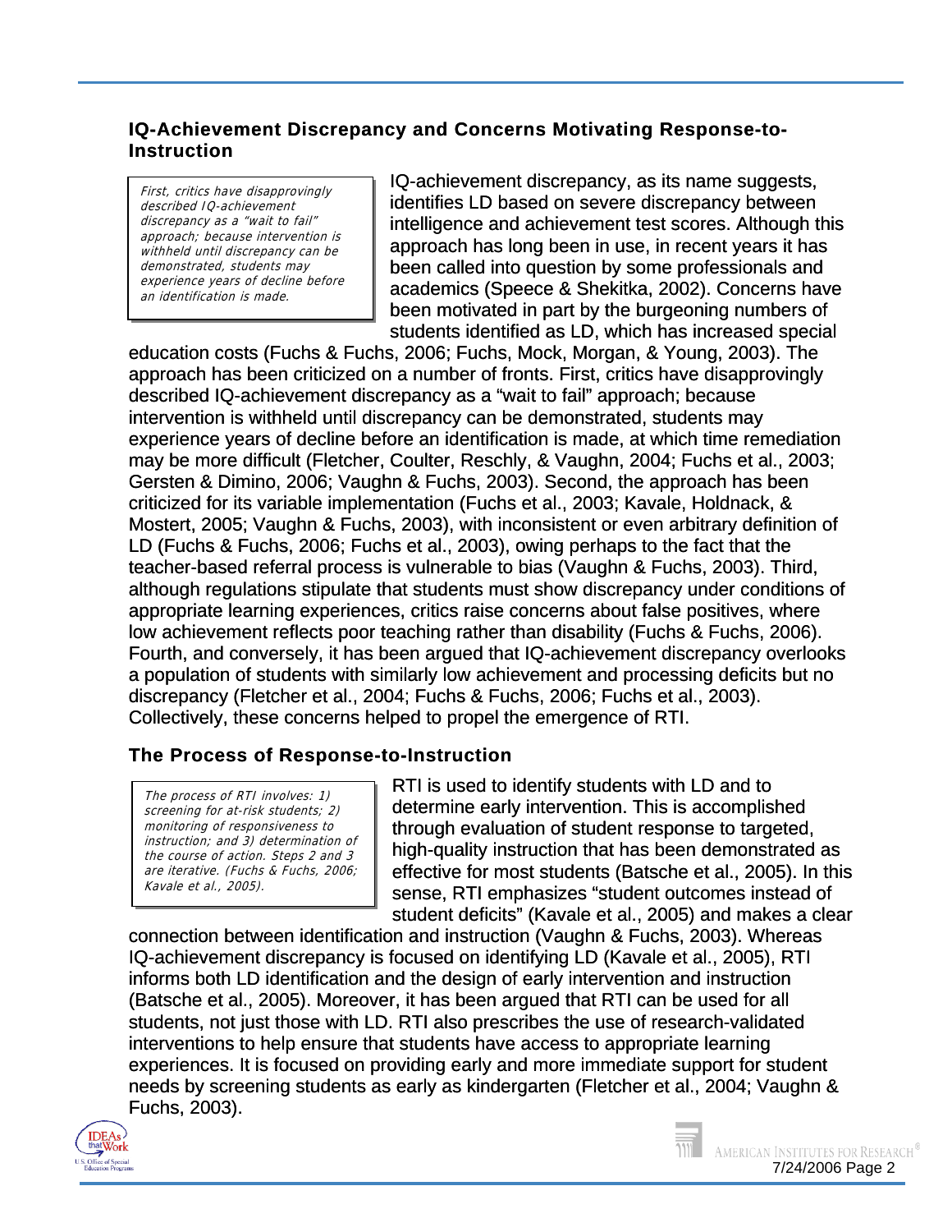## IQ-Achievement Discrepancy and Concerns Motivating Response-to-Instruction

> *First, critics have disapprovingly described IQ-achievement discrepancy as a "wait to fail" approach; because intervention is withheld until discrepancy can be demonstrated, students may experience years of decline before an identification is made.*

IQ-achievement discrepancy, as its name suggests, identifies LD based on severe discrepancy between intelligence and achievement test scores. Although this approach has long been in use, in recent years it has been called into question by some professionals and academics (Speece & Shekitka, 2002). Concerns have been motivated in part by the burgeoning numbers of students identified as LD, which has increased special education costs (Fuchs & Fuchs, 2006; Fuchs, Mock, Morgan, & Young, 2003). The approach has been criticized on a number of fronts. First, critics have disapprovingly described IQ-achievement discrepancy as a "wait to fail" approach; because intervention is withheld until discrepancy can be demonstrated, students may experience years of decline before an identification is made, at which time remediation may be more difficult (Fletcher, Coulter, Reschly, & Vaughn, 2004; Fuchs et al., 2003; Gersten & Dimino, 2006; Vaughn & Fuchs, 2003). Second, the approach has been criticized for its variable implementation (Fuchs et al., 2003; Kavale, Holdnack, & Mostert, 2005; Vaughn & Fuchs, 2003), with inconsistent or even arbitrary definition of LD (Fuchs & Fuchs, 2006; Fuchs et al., 2003), owing perhaps to the fact that the teacher-based referral process is vulnerable to bias (Vaughn & Fuchs, 2003). Third, although regulations stipulate that students must show discrepancy under conditions of appropriate learning experiences, critics raise concerns about false positives, where low achievement reflects poor teaching rather than disability (Fuchs & Fuchs, 2006). Fourth, and conversely, it has been argued that IQ-achievement discrepancy overlooks a population of students with similarly low achievement and processing deficits but no discrepancy (Fletcher et al., 2004; Fuchs & Fuchs, 2006; Fuchs et al., 2003). Collectively, these concerns helped to propel the emergence of RTI.

## The Process of Response-to-Instruction

> *The process of RTI involves: 1) screening for at-risk students; 2) monitoring of responsiveness to instruction; and 3) determination of the course of action. Steps 2 and 3 are iterative. (Fuchs & Fuchs, 2006; Kavale et al., 2005).*

RTI is used to identify students with LD and to determine early intervention. This is accomplished through evaluation of student response to targeted, high-quality instruction that has been demonstrated as effective for most students (Batsche et al., 2005). In this sense, RTI emphasizes "student outcomes instead of student deficits" (Kavale et al., 2005) and makes a clear connection between identification and instruction (Vaughn & Fuchs, 2003). Whereas IQ-achievement discrepancy is focused on identifying LD (Kavale et al., 2005), RTI informs both LD identification and the design of early intervention and instruction (Batsche et al., 2005). Moreover, it has been argued that RTI can be used for all students, not just those with LD. RTI also prescribes the use of research-validated interventions to help ensure that students have access to appropriate learning experiences. It is focused on providing early and more immediate support for student needs by screening students as early as kindergarten (Fletcher et al., 2004; Vaughn & Fuchs, 2003).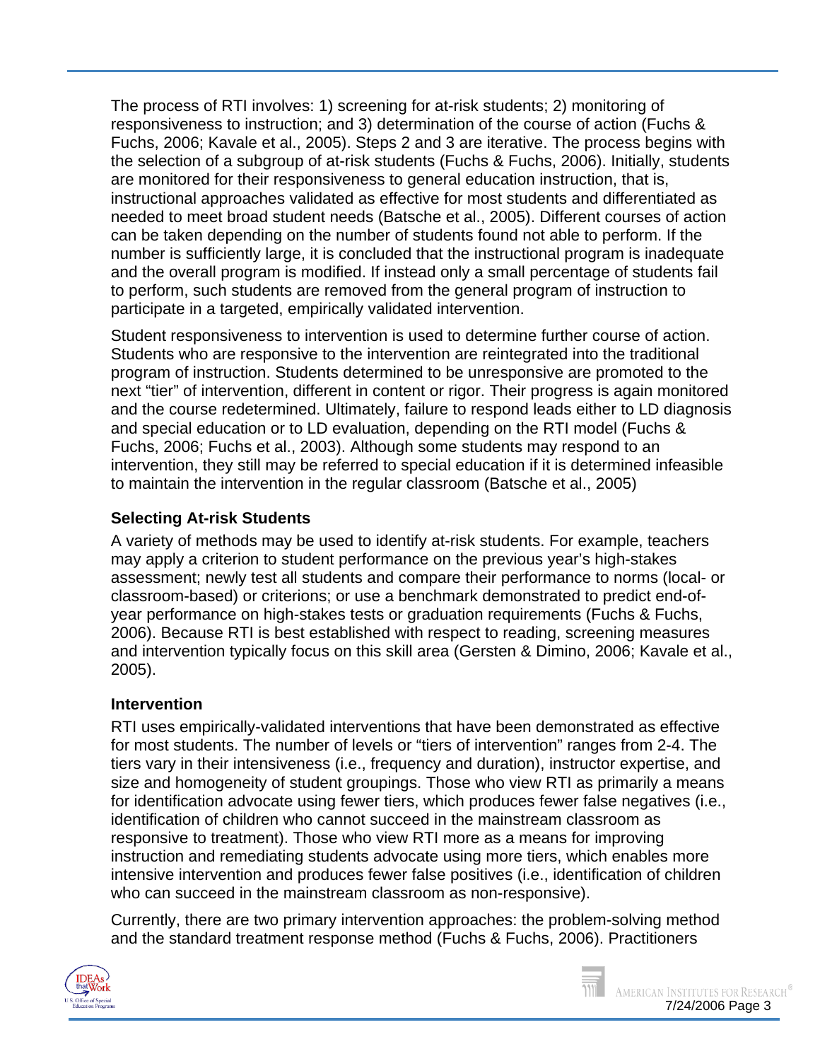The process of RTI involves: 1) screening for at-risk students; 2) monitoring of responsiveness to instruction; and 3) determination of the course of action (Fuchs & Fuchs, 2006; Kavale et al., 2005). Steps 2 and 3 are iterative. The process begins with the selection of a subgroup of at-risk students (Fuchs & Fuchs, 2006). Initially, students are monitored for their responsiveness to general education instruction, that is, instructional approaches validated as effective for most students and differentiated as needed to meet broad student needs (Batsche et al., 2005). Different courses of action can be taken depending on the number of students found not able to perform. If the number is sufficiently large, it is concluded that the instructional program is inadequate and the overall program is modified. If instead only a small percentage of students fail to perform, such students are removed from the general program of instruction to participate in a targeted, empirically validated intervention.

Student responsiveness to intervention is used to determine further course of action. Students who are responsive to the intervention are reintegrated into the traditional program of instruction. Students determined to be unresponsive are promoted to the next "tier" of intervention, different in content or rigor. Their progress is again monitored and the course redetermined. Ultimately, failure to respond leads either to LD diagnosis and special education or to LD evaluation, depending on the RTI model (Fuchs & Fuchs, 2006; Fuchs et al., 2003). Although some students may respond to an intervention, they still may be referred to special education if it is determined infeasible to maintain the intervention in the regular classroom (Batsche et al., 2005)

### Selecting At-risk Students

A variety of methods may be used to identify at-risk students. For example, teachers may apply a criterion to student performance on the previous year's high-stakes assessment; newly test all students and compare their performance to norms (local- or classroom-based) or criterions; or use a benchmark demonstrated to predict end-of-year performance on high-stakes tests or graduation requirements (Fuchs & Fuchs, 2006). Because RTI is best established with respect to reading, screening measures and intervention typically focus on this skill area (Gersten & Dimino, 2006; Kavale et al., 2005).

### Intervention

RTI uses empirically-validated interventions that have been demonstrated as effective for most students. The number of levels or "tiers of intervention" ranges from 2-4. The tiers vary in their intensiveness (i.e., frequency and duration), instructor expertise, and size and homogeneity of student groupings. Those who view RTI as primarily a means for identification advocate using fewer tiers, which produces fewer false negatives (i.e., identification of children who cannot succeed in the mainstream classroom as responsive to treatment). Those who view RTI more as a means for improving instruction and remediating students advocate using more tiers, which enables more intensive intervention and produces fewer false positives (i.e., identification of children who can succeed in the mainstream classroom as non-responsive).

Currently, there are two primary intervention approaches: the problem-solving method and the standard treatment response method (Fuchs & Fuchs, 2006). Practitioners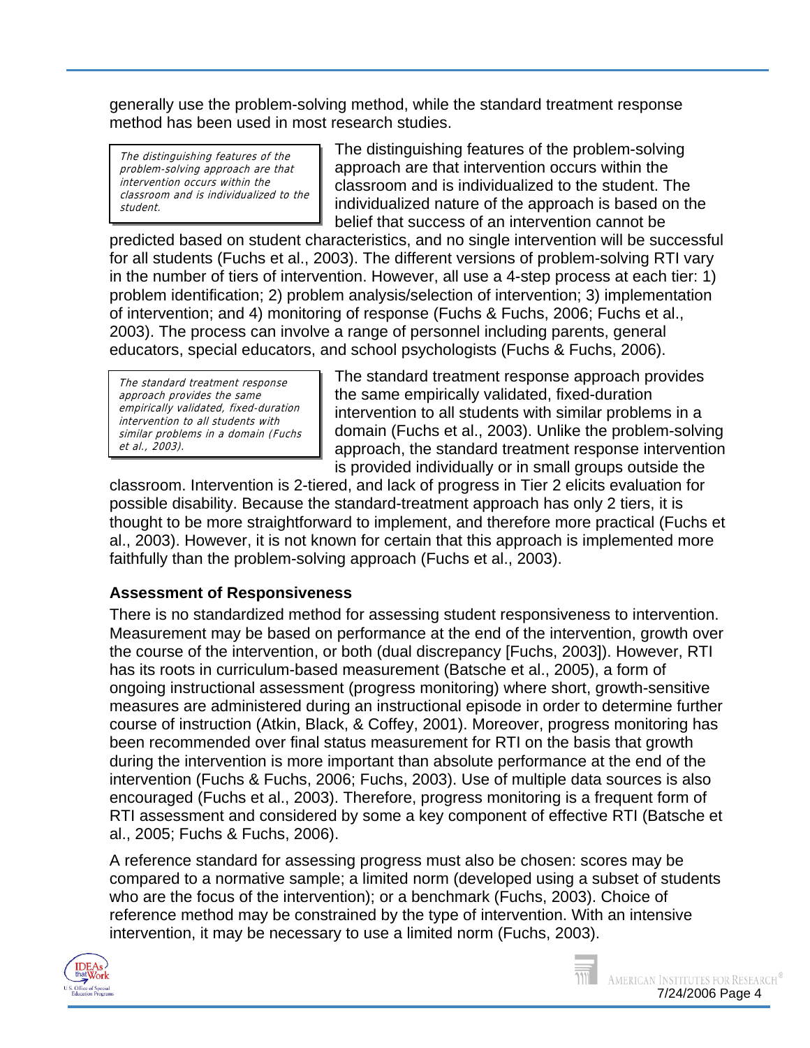generally use the problem-solving method, while the standard treatment response method has been used in most research studies.

> *The distinguishing features of the problem-solving approach are that intervention occurs within the classroom and is individualized to the student.*

The distinguishing features of the problem-solving approach are that intervention occurs within the classroom and is individualized to the student. The individualized nature of the approach is based on the belief that success of an intervention cannot be predicted based on student characteristics, and no single intervention will be successful for all students (Fuchs et al., 2003). The different versions of problem-solving RTI vary in the number of tiers of intervention. However, all use a 4-step process at each tier: 1) problem identification; 2) problem analysis/selection of intervention; 3) implementation of intervention; and 4) monitoring of response (Fuchs & Fuchs, 2006; Fuchs et al., 2003). The process can involve a range of personnel including parents, general educators, special educators, and school psychologists (Fuchs & Fuchs, 2006).

> *The standard treatment response approach provides the same empirically validated, fixed-duration intervention to all students with similar problems in a domain (Fuchs et al., 2003).*

The standard treatment response approach provides the same empirically validated, fixed-duration intervention to all students with similar problems in a domain (Fuchs et al., 2003). Unlike the problem-solving approach, the standard treatment response intervention is provided individually or in small groups outside the classroom. Intervention is 2-tiered, and lack of progress in Tier 2 elicits evaluation for possible disability. Because the standard-treatment approach has only 2 tiers, it is thought to be more straightforward to implement, and therefore more practical (Fuchs et al., 2003). However, it is not known for certain that this approach is implemented more faithfully than the problem-solving approach (Fuchs et al., 2003).

### Assessment of Responsiveness

There is no standardized method for assessing student responsiveness to intervention. Measurement may be based on performance at the end of the intervention, growth over the course of the intervention, or both (dual discrepancy [Fuchs, 2003]). However, RTI has its roots in curriculum-based measurement (Batsche et al., 2005), a form of ongoing instructional assessment (progress monitoring) where short, growth-sensitive measures are administered during an instructional episode in order to determine further course of instruction (Atkin, Black, & Coffey, 2001). Moreover, progress monitoring has been recommended over final status measurement for RTI on the basis that growth during the intervention is more important than absolute performance at the end of the intervention (Fuchs & Fuchs, 2006; Fuchs, 2003). Use of multiple data sources is also encouraged (Fuchs et al., 2003). Therefore, progress monitoring is a frequent form of RTI assessment and considered by some a key component of effective RTI (Batsche et al., 2005; Fuchs & Fuchs, 2006).

A reference standard for assessing progress must also be chosen: scores may be compared to a normative sample; a limited norm (developed using a subset of students who are the focus of the intervention); or a benchmark (Fuchs, 2003). Choice of reference method may be constrained by the type of intervention. With an intensive intervention, it may be necessary to use a limited norm (Fuchs, 2003).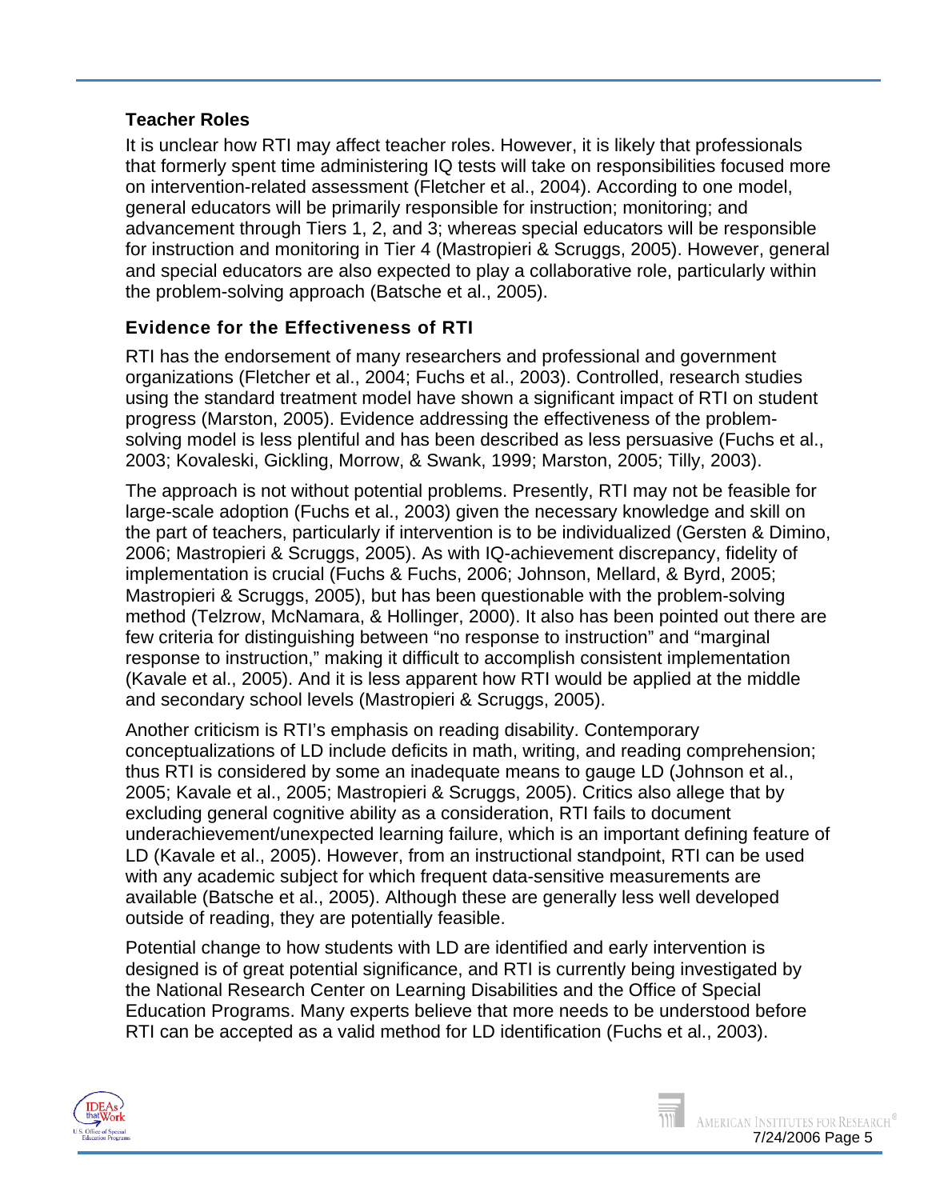### Teacher Roles

It is unclear how RTI may affect teacher roles. However, it is likely that professionals that formerly spent time administering IQ tests will take on responsibilities focused more on intervention-related assessment (Fletcher et al., 2004). According to one model, general educators will be primarily responsible for instruction; monitoring; and advancement through Tiers 1, 2, and 3; whereas special educators will be responsible for instruction and monitoring in Tier 4 (Mastropieri & Scruggs, 2005). However, general and special educators are also expected to play a collaborative role, particularly within the problem-solving approach (Batsche et al., 2005).

## Evidence for the Effectiveness of RTI

RTI has the endorsement of many researchers and professional and government organizations (Fletcher et al., 2004; Fuchs et al., 2003). Controlled, research studies using the standard treatment model have shown a significant impact of RTI on student progress (Marston, 2005). Evidence addressing the effectiveness of the problem-solving model is less plentiful and has been described as less persuasive (Fuchs et al., 2003; Kovaleski, Gickling, Morrow, & Swank, 1999; Marston, 2005; Tilly, 2003).

The approach is not without potential problems. Presently, RTI may not be feasible for large-scale adoption (Fuchs et al., 2003) given the necessary knowledge and skill on the part of teachers, particularly if intervention is to be individualized (Gersten & Dimino, 2006; Mastropieri & Scruggs, 2005). As with IQ-achievement discrepancy, fidelity of implementation is crucial (Fuchs & Fuchs, 2006; Johnson, Mellard, & Byrd, 2005; Mastropieri & Scruggs, 2005), but has been questionable with the problem-solving method (Telzrow, McNamara, & Hollinger, 2000). It also has been pointed out there are few criteria for distinguishing between “no response to instruction” and “marginal response to instruction,” making it difficult to accomplish consistent implementation (Kavale et al., 2005). And it is less apparent how RTI would be applied at the middle and secondary school levels (Mastropieri & Scruggs, 2005).

Another criticism is RTI’s emphasis on reading disability. Contemporary conceptualizations of LD include deficits in math, writing, and reading comprehension; thus RTI is considered by some an inadequate means to gauge LD (Johnson et al., 2005; Kavale et al., 2005; Mastropieri & Scruggs, 2005). Critics also allege that by excluding general cognitive ability as a consideration, RTI fails to document underachievement/unexpected learning failure, which is an important defining feature of LD (Kavale et al., 2005). However, from an instructional standpoint, RTI can be used with any academic subject for which frequent data-sensitive measurements are available (Batsche et al., 2005). Although these are generally less well developed outside of reading, they are potentially feasible.

Potential change to how students with LD are identified and early intervention is designed is of great potential significance, and RTI is currently being investigated by the National Research Center on Learning Disabilities and the Office of Special Education Programs. Many experts believe that more needs to be understood before RTI can be accepted as a valid method for LD identification (Fuchs et al., 2003).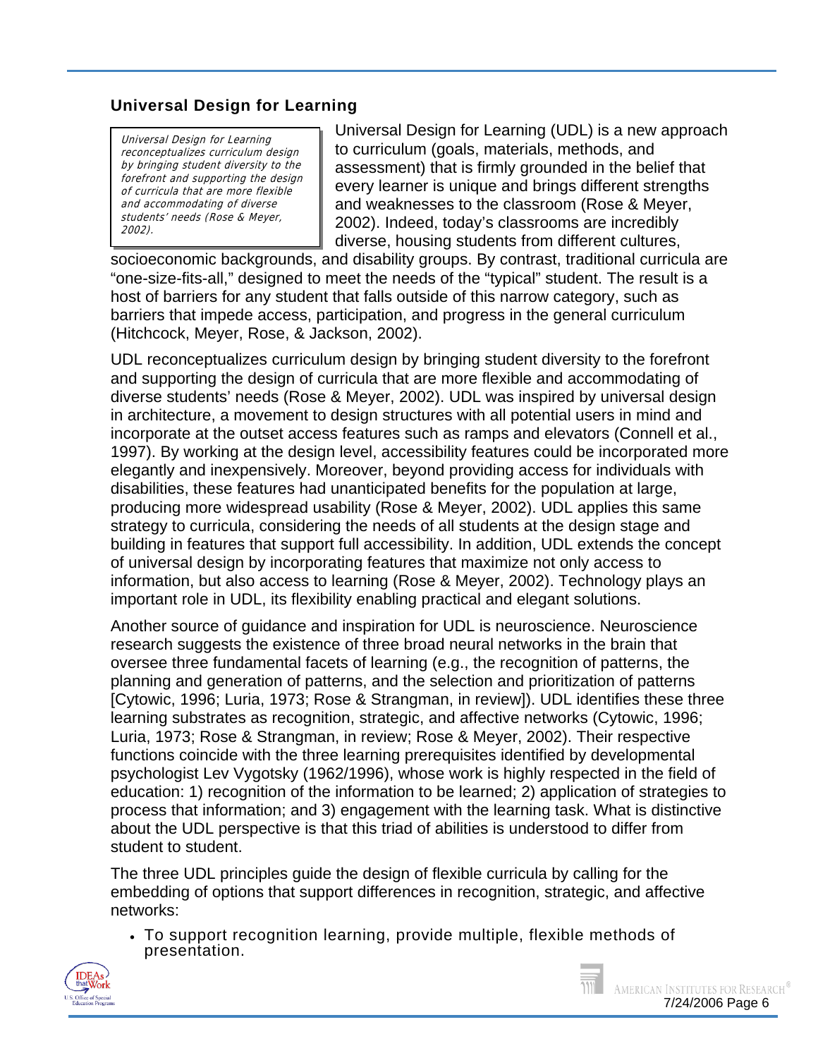## Universal Design for Learning

> *Universal Design for Learning reconceptualizes curriculum design by bringing student diversity to the forefront and supporting the design of curricula that are more flexible and accommodating of diverse students' needs (Rose & Meyer, 2002).*

Universal Design for Learning (UDL) is a new approach to curriculum (goals, materials, methods, and assessment) that is firmly grounded in the belief that every learner is unique and brings different strengths and weaknesses to the classroom (Rose & Meyer, 2002). Indeed, today's classrooms are incredibly diverse, housing students from different cultures, socioeconomic backgrounds, and disability groups. By contrast, traditional curricula are "one-size-fits-all," designed to meet the needs of the "typical" student. The result is a host of barriers for any student that falls outside of this narrow category, such as barriers that impede access, participation, and progress in the general curriculum (Hitchcock, Meyer, Rose, & Jackson, 2002).

UDL reconceptualizes curriculum design by bringing student diversity to the forefront and supporting the design of curricula that are more flexible and accommodating of diverse students' needs (Rose & Meyer, 2002). UDL was inspired by universal design in architecture, a movement to design structures with all potential users in mind and incorporate at the outset access features such as ramps and elevators (Connell et al., 1997). By working at the design level, accessibility features could be incorporated more elegantly and inexpensively. Moreover, beyond providing access for individuals with disabilities, these features had unanticipated benefits for the population at large, producing more widespread usability (Rose & Meyer, 2002). UDL applies this same strategy to curricula, considering the needs of all students at the design stage and building in features that support full accessibility. In addition, UDL extends the concept of universal design by incorporating features that maximize not only access to information, but also access to learning (Rose & Meyer, 2002). Technology plays an important role in UDL, its flexibility enabling practical and elegant solutions.

Another source of guidance and inspiration for UDL is neuroscience. Neuroscience research suggests the existence of three broad neural networks in the brain that oversee three fundamental facets of learning (e.g., the recognition of patterns, the planning and generation of patterns, and the selection and prioritization of patterns [Cytowic, 1996; Luria, 1973; Rose & Strangman, in review]). UDL identifies these three learning substrates as recognition, strategic, and affective networks (Cytowic, 1996; Luria, 1973; Rose & Strangman, in review; Rose & Meyer, 2002). Their respective functions coincide with the three learning prerequisites identified by developmental psychologist Lev Vygotsky (1962/1996), whose work is highly respected in the field of education: 1) recognition of the information to be learned; 2) application of strategies to process that information; and 3) engagement with the learning task. What is distinctive about the UDL perspective is that this triad of abilities is understood to differ from student to student.

The three UDL principles guide the design of flexible curricula by calling for the embedding of options that support differences in recognition, strategic, and affective networks:

- To support recognition learning, provide multiple, flexible methods of presentation.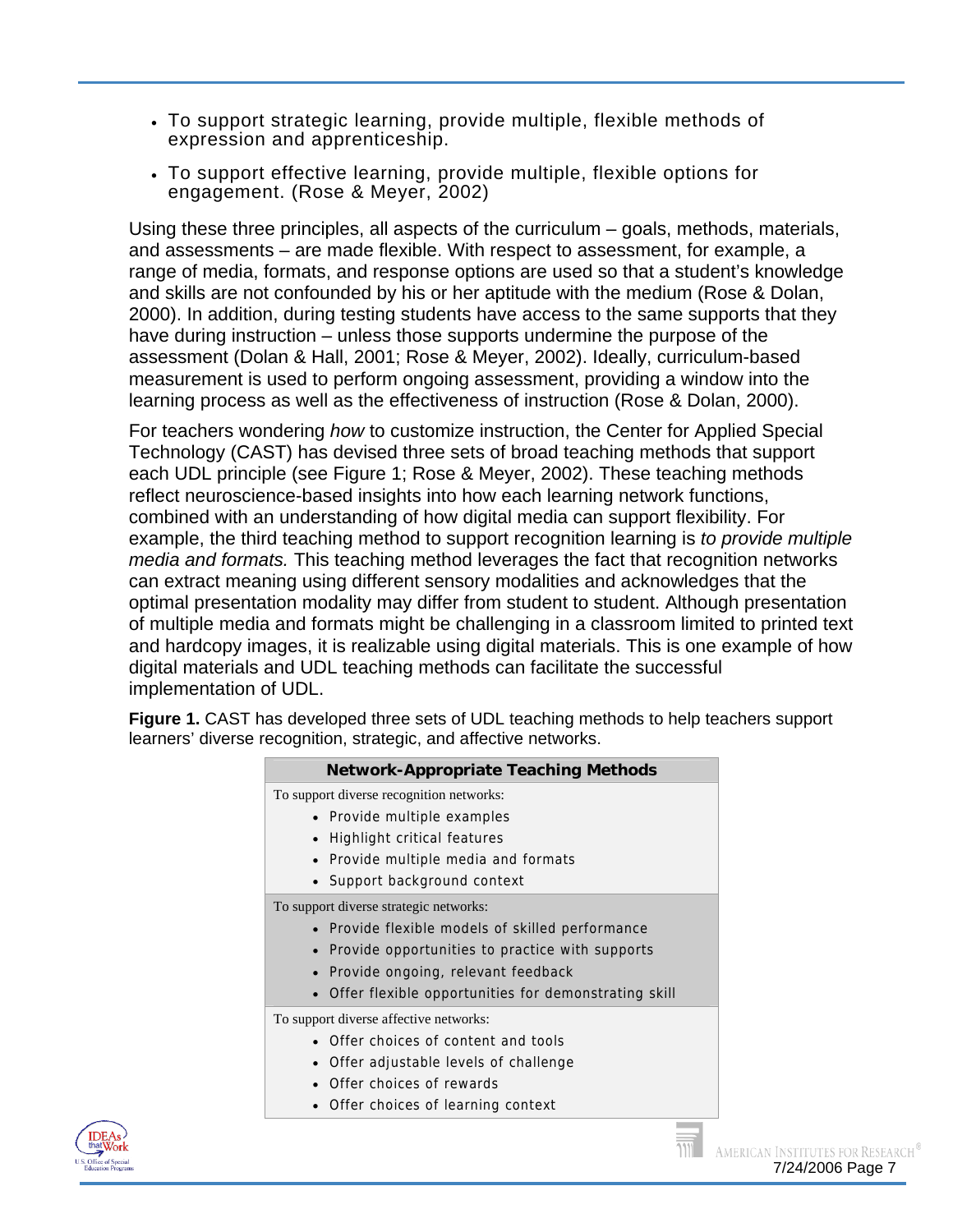- To support strategic learning, provide multiple, flexible methods of expression and apprenticeship.
- To support effective learning, provide multiple, flexible options for engagement. (Rose & Meyer, 2002)

Using these three principles, all aspects of the curriculum – goals, methods, materials, and assessments – are made flexible. With respect to assessment, for example, a range of media, formats, and response options are used so that a student's knowledge and skills are not confounded by his or her aptitude with the medium (Rose & Dolan, 2000). In addition, during testing students have access to the same supports that they have during instruction – unless those supports undermine the purpose of the assessment (Dolan & Hall, 2001; Rose & Meyer, 2002). Ideally, curriculum-based measurement is used to perform ongoing assessment, providing a window into the learning process as well as the effectiveness of instruction (Rose & Dolan, 2000).

For teachers wondering *how* to customize instruction, the Center for Applied Special Technology (CAST) has devised three sets of broad teaching methods that support each UDL principle (see Figure 1; Rose & Meyer, 2002). These teaching methods reflect neuroscience-based insights into how each learning network functions, combined with an understanding of how digital media can support flexibility. For example, the third teaching method to support recognition learning is *to provide multiple media and formats.* This teaching method leverages the fact that recognition networks can extract meaning using different sensory modalities and acknowledges that the optimal presentation modality may differ from student to student. Although presentation of multiple media and formats might be challenging in a classroom limited to printed text and hardcopy images, it is realizable using digital materials. This is one example of how digital materials and UDL teaching methods can facilitate the successful implementation of UDL.

**Figure 1.** CAST has developed three sets of UDL teaching methods to help teachers support learners' diverse recognition, strategic, and affective networks.

| Network-Appropriate Teaching Methods |
| --- |
| To support diverse recognition networks:<br>• Provide multiple examples<br>• Highlight critical features<br>• Provide multiple media and formats<br>• Support background context |
| To support diverse strategic networks:<br>• Provide flexible models of skilled performance<br>• Provide opportunities to practice with supports<br>• Provide ongoing, relevant feedback<br>• Offer flexible opportunities for demonstrating skill |
| To support diverse affective networks:<br>• Offer choices of content and tools<br>• Offer adjustable levels of challenge<br>• Offer choices of rewards<br>• Offer choices of learning context |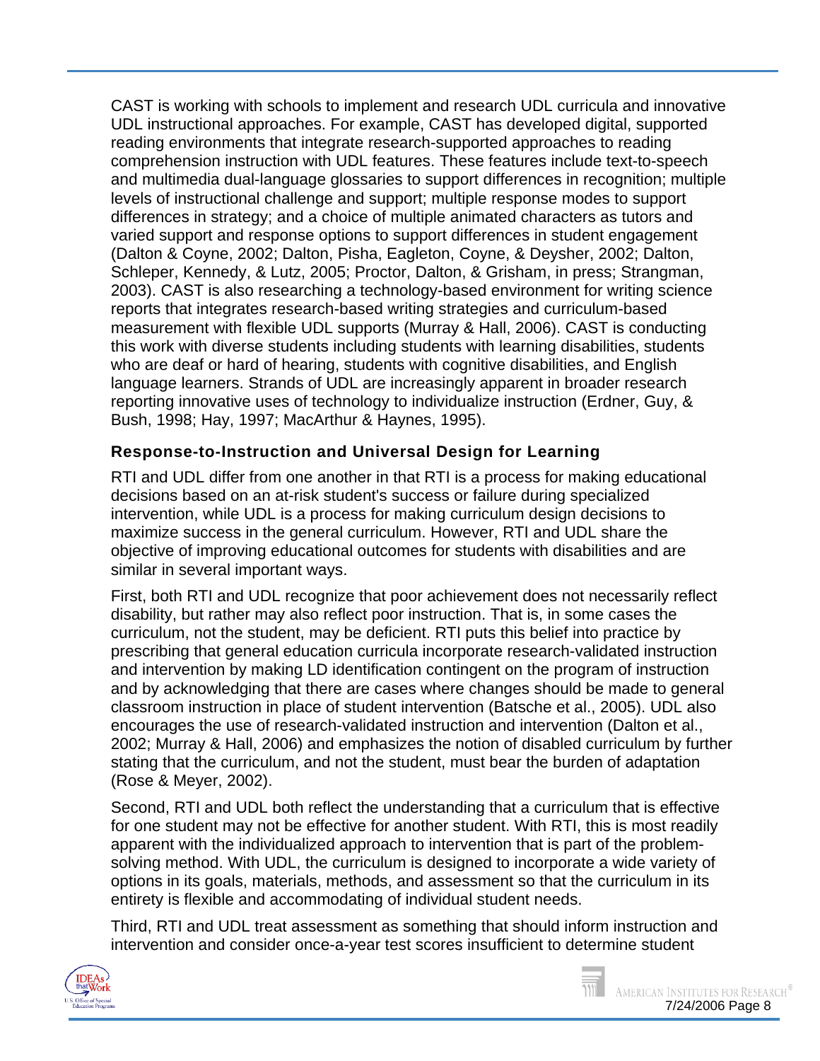CAST is working with schools to implement and research UDL curricula and innovative UDL instructional approaches. For example, CAST has developed digital, supported reading environments that integrate research-supported approaches to reading comprehension instruction with UDL features. These features include text-to-speech and multimedia dual-language glossaries to support differences in recognition; multiple levels of instructional challenge and support; multiple response modes to support differences in strategy; and a choice of multiple animated characters as tutors and varied support and response options to support differences in student engagement (Dalton & Coyne, 2002; Dalton, Pisha, Eagleton, Coyne, & Deysher, 2002; Dalton, Schleper, Kennedy, & Lutz, 2005; Proctor, Dalton, & Grisham, in press; Strangman, 2003). CAST is also researching a technology-based environment for writing science reports that integrates research-based writing strategies and curriculum-based measurement with flexible UDL supports (Murray & Hall, 2006). CAST is conducting this work with diverse students including students with learning disabilities, students who are deaf or hard of hearing, students with cognitive disabilities, and English language learners. Strands of UDL are increasingly apparent in broader research reporting innovative uses of technology to individualize instruction (Erdner, Guy, & Bush, 1998; Hay, 1997; MacArthur & Haynes, 1995).

### Response-to-Instruction and Universal Design for Learning

RTI and UDL differ from one another in that RTI is a process for making educational decisions based on an at-risk student's success or failure during specialized intervention, while UDL is a process for making curriculum design decisions to maximize success in the general curriculum. However, RTI and UDL share the objective of improving educational outcomes for students with disabilities and are similar in several important ways.

First, both RTI and UDL recognize that poor achievement does not necessarily reflect disability, but rather may also reflect poor instruction. That is, in some cases the curriculum, not the student, may be deficient. RTI puts this belief into practice by prescribing that general education curricula incorporate research-validated instruction and intervention by making LD identification contingent on the program of instruction and by acknowledging that there are cases where changes should be made to general classroom instruction in place of student intervention (Batsche et al., 2005). UDL also encourages the use of research-validated instruction and intervention (Dalton et al., 2002; Murray & Hall, 2006) and emphasizes the notion of disabled curriculum by further stating that the curriculum, and not the student, must bear the burden of adaptation (Rose & Meyer, 2002).

Second, RTI and UDL both reflect the understanding that a curriculum that is effective for one student may not be effective for another student. With RTI, this is most readily apparent with the individualized approach to intervention that is part of the problem-solving method. With UDL, the curriculum is designed to incorporate a wide variety of options in its goals, materials, methods, and assessment so that the curriculum in its entirety is flexible and accommodating of individual student needs.

Third, RTI and UDL treat assessment as something that should inform instruction and intervention and consider once-a-year test scores insufficient to determine student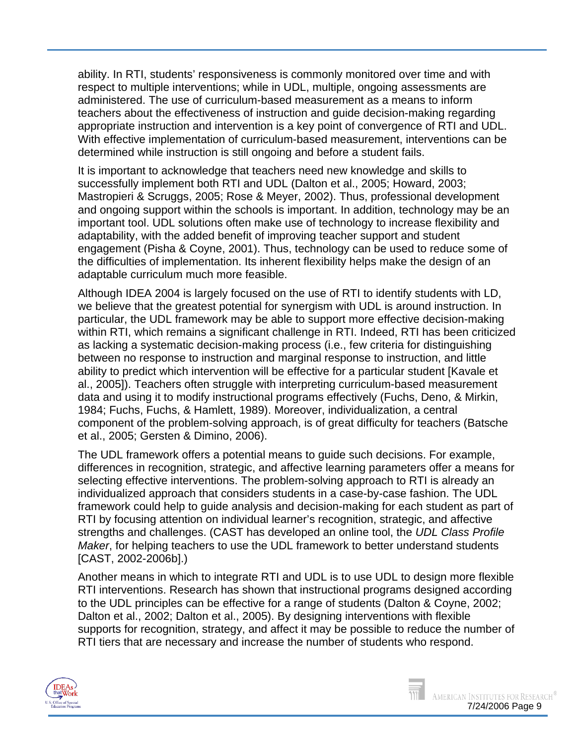ability. In RTI, students' responsiveness is commonly monitored over time and with respect to multiple interventions; while in UDL, multiple, ongoing assessments are administered. The use of curriculum-based measurement as a means to inform teachers about the effectiveness of instruction and guide decision-making regarding appropriate instruction and intervention is a key point of convergence of RTI and UDL. With effective implementation of curriculum-based measurement, interventions can be determined while instruction is still ongoing and before a student fails.

It is important to acknowledge that teachers need new knowledge and skills to successfully implement both RTI and UDL (Dalton et al., 2005; Howard, 2003; Mastropieri & Scruggs, 2005; Rose & Meyer, 2002). Thus, professional development and ongoing support within the schools is important. In addition, technology may be an important tool. UDL solutions often make use of technology to increase flexibility and adaptability, with the added benefit of improving teacher support and student engagement (Pisha & Coyne, 2001). Thus, technology can be used to reduce some of the difficulties of implementation. Its inherent flexibility helps make the design of an adaptable curriculum much more feasible.

Although IDEA 2004 is largely focused on the use of RTI to identify students with LD, we believe that the greatest potential for synergism with UDL is around instruction. In particular, the UDL framework may be able to support more effective decision-making within RTI, which remains a significant challenge in RTI. Indeed, RTI has been criticized as lacking a systematic decision-making process (i.e., few criteria for distinguishing between no response to instruction and marginal response to instruction, and little ability to predict which intervention will be effective for a particular student [Kavale et al., 2005]). Teachers often struggle with interpreting curriculum-based measurement data and using it to modify instructional programs effectively (Fuchs, Deno, & Mirkin, 1984; Fuchs, Fuchs, & Hamlett, 1989). Moreover, individualization, a central component of the problem-solving approach, is of great difficulty for teachers (Batsche et al., 2005; Gersten & Dimino, 2006).

The UDL framework offers a potential means to guide such decisions. For example, differences in recognition, strategic, and affective learning parameters offer a means for selecting effective interventions. The problem-solving approach to RTI is already an individualized approach that considers students in a case-by-case fashion. The UDL framework could help to guide analysis and decision-making for each student as part of RTI by focusing attention on individual learner's recognition, strategic, and affective strengths and challenges. (CAST has developed an online tool, the *UDL Class Profile Maker*, for helping teachers to use the UDL framework to better understand students [CAST, 2002-2006b].)

Another means in which to integrate RTI and UDL is to use UDL to design more flexible RTI interventions. Research has shown that instructional programs designed according to the UDL principles can be effective for a range of students (Dalton & Coyne, 2002; Dalton et al., 2002; Dalton et al., 2005). By designing interventions with flexible supports for recognition, strategy, and affect it may be possible to reduce the number of RTI tiers that are necessary and increase the number of students who respond.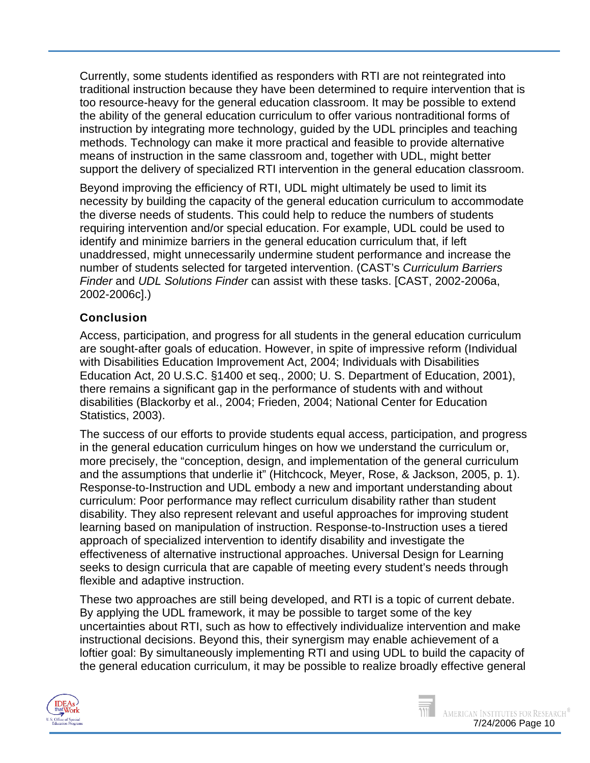Currently, some students identified as responders with RTI are not reintegrated into traditional instruction because they have been determined to require intervention that is too resource-heavy for the general education classroom. It may be possible to extend the ability of the general education curriculum to offer various nontraditional forms of instruction by integrating more technology, guided by the UDL principles and teaching methods. Technology can make it more practical and feasible to provide alternative means of instruction in the same classroom and, together with UDL, might better support the delivery of specialized RTI intervention in the general education classroom.

Beyond improving the efficiency of RTI, UDL might ultimately be used to limit its necessity by building the capacity of the general education curriculum to accommodate the diverse needs of students. This could help to reduce the numbers of students requiring intervention and/or special education. For example, UDL could be used to identify and minimize barriers in the general education curriculum that, if left unaddressed, might unnecessarily undermine student performance and increase the number of students selected for targeted intervention. (CAST's *Curriculum Barriers Finder* and *UDL Solutions Finder* can assist with these tasks. [CAST, 2002-2006a, 2002-2006c].)

## Conclusion

Access, participation, and progress for all students in the general education curriculum are sought-after goals of education. However, in spite of impressive reform (Individual with Disabilities Education Improvement Act, 2004; Individuals with Disabilities Education Act, 20 U.S.C. §1400 et seq., 2000; U. S. Department of Education, 2001), there remains a significant gap in the performance of students with and without disabilities (Blackorby et al., 2004; Frieden, 2004; National Center for Education Statistics, 2003).

The success of our efforts to provide students equal access, participation, and progress in the general education curriculum hinges on how we understand the curriculum or, more precisely, the "conception, design, and implementation of the general curriculum and the assumptions that underlie it" (Hitchcock, Meyer, Rose, & Jackson, 2005, p. 1). Response-to-Instruction and UDL embody a new and important understanding about curriculum: Poor performance may reflect curriculum disability rather than student disability. They also represent relevant and useful approaches for improving student learning based on manipulation of instruction. Response-to-Instruction uses a tiered approach of specialized intervention to identify disability and investigate the effectiveness of alternative instructional approaches. Universal Design for Learning seeks to design curricula that are capable of meeting every student's needs through flexible and adaptive instruction.

These two approaches are still being developed, and RTI is a topic of current debate. By applying the UDL framework, it may be possible to target some of the key uncertainties about RTI, such as how to effectively individualize intervention and make instructional decisions. Beyond this, their synergism may enable achievement of a loftier goal: By simultaneously implementing RTI and using UDL to build the capacity of the general education curriculum, it may be possible to realize broadly effective general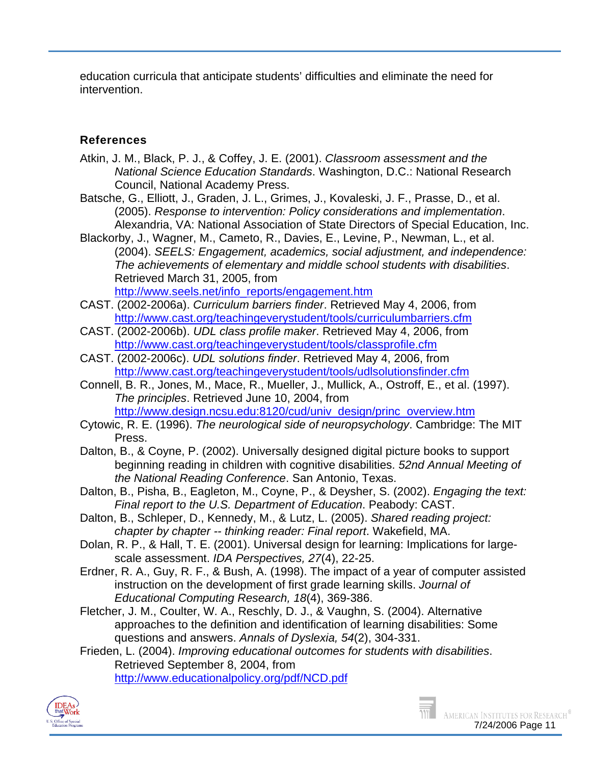education curricula that anticipate students' difficulties and eliminate the need for intervention.

## References

Atkin, J. M., Black, P. J., & Coffey, J. E. (2001). *Classroom assessment and the National Science Education Standards*. Washington, D.C.: National Research Council, National Academy Press.

Batsche, G., Elliott, J., Graden, J. L., Grimes, J., Kovaleski, J. F., Prasse, D., et al. (2005). *Response to intervention: Policy considerations and implementation*. Alexandria, VA: National Association of State Directors of Special Education, Inc.

Blackorby, J., Wagner, M., Cameto, R., Davies, E., Levine, P., Newman, L., et al. (2004). *SEELS: Engagement, academics, social adjustment, and independence: The achievements of elementary and middle school students with disabilities*. Retrieved March 31, 2005, from http://www.seels.net/info_reports/engagement.htm

CAST. (2002-2006a). *Curriculum barriers finder*. Retrieved May 4, 2006, from http://www.cast.org/teachingeverystudent/tools/curriculumbarriers.cfm

CAST. (2002-2006b). *UDL class profile maker*. Retrieved May 4, 2006, from http://www.cast.org/teachingeverystudent/tools/classprofile.cfm

CAST. (2002-2006c). *UDL solutions finder*. Retrieved May 4, 2006, from http://www.cast.org/teachingeverystudent/tools/udlsolutionsfinder.cfm

Connell, B. R., Jones, M., Mace, R., Mueller, J., Mullick, A., Ostroff, E., et al. (1997). *The principles*. Retrieved June 10, 2004, from http://www.design.ncsu.edu:8120/cud/univ_design/princ_overview.htm

Cytowic, R. E. (1996). *The neurological side of neuropsychology*. Cambridge: The MIT Press.

Dalton, B., & Coyne, P. (2002). Universally designed digital picture books to support beginning reading in children with cognitive disabilities. *52nd Annual Meeting of the National Reading Conference*. San Antonio, Texas.

Dalton, B., Pisha, B., Eagleton, M., Coyne, P., & Deysher, S. (2002). *Engaging the text: Final report to the U.S. Department of Education*. Peabody: CAST.

Dalton, B., Schleper, D., Kennedy, M., & Lutz, L. (2005). *Shared reading project: chapter by chapter -- thinking reader: Final report*. Wakefield, MA.

Dolan, R. P., & Hall, T. E. (2001). Universal design for learning: Implications for large-scale assessment. *IDA Perspectives, 27*(4), 22-25.

Erdner, R. A., Guy, R. F., & Bush, A. (1998). The impact of a year of computer assisted instruction on the development of first grade learning skills. *Journal of Educational Computing Research, 18*(4), 369-386.

Fletcher, J. M., Coulter, W. A., Reschly, D. J., & Vaughn, S. (2004). Alternative approaches to the definition and identification of learning disabilities: Some questions and answers. *Annals of Dyslexia, 54*(2), 304-331.

Frieden, L. (2004). *Improving educational outcomes for students with disabilities*. Retrieved September 8, 2004, from http://www.educationalpolicy.org/pdf/NCD.pdf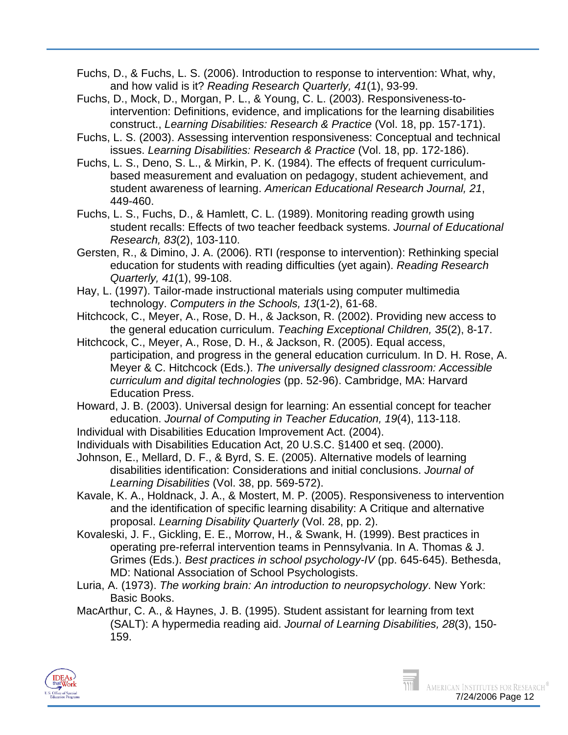Fuchs, D., & Fuchs, L. S. (2006). Introduction to response to intervention: What, why, and how valid is it? *Reading Research Quarterly, 41*(1), 93-99.

Fuchs, D., Mock, D., Morgan, P. L., & Young, C. L. (2003). Responsiveness-to-intervention: Definitions, evidence, and implications for the learning disabilities construct., *Learning Disabilities: Research & Practice* (Vol. 18, pp. 157-171).

Fuchs, L. S. (2003). Assessing intervention responsiveness: Conceptual and technical issues. *Learning Disabilities: Research & Practice* (Vol. 18, pp. 172-186).

Fuchs, L. S., Deno, S. L., & Mirkin, P. K. (1984). The effects of frequent curriculum-based measurement and evaluation on pedagogy, student achievement, and student awareness of learning. *American Educational Research Journal, 21*, 449-460.

Fuchs, L. S., Fuchs, D., & Hamlett, C. L. (1989). Monitoring reading growth using student recalls: Effects of two teacher feedback systems. *Journal of Educational Research, 83*(2), 103-110.

Gersten, R., & Dimino, J. A. (2006). RTI (response to intervention): Rethinking special education for students with reading difficulties (yet again). *Reading Research Quarterly, 41*(1), 99-108.

Hay, L. (1997). Tailor-made instructional materials using computer multimedia technology. *Computers in the Schools, 13*(1-2), 61-68.

Hitchcock, C., Meyer, A., Rose, D. H., & Jackson, R. (2002). Providing new access to the general education curriculum. *Teaching Exceptional Children, 35*(2), 8-17.

Hitchcock, C., Meyer, A., Rose, D. H., & Jackson, R. (2005). Equal access, participation, and progress in the general education curriculum. In D. H. Rose, A. Meyer & C. Hitchcock (Eds.). *The universally designed classroom: Accessible curriculum and digital technologies* (pp. 52-96). Cambridge, MA: Harvard Education Press.

Howard, J. B. (2003). Universal design for learning: An essential concept for teacher education. *Journal of Computing in Teacher Education, 19*(4), 113-118.

Individual with Disabilities Education Improvement Act. (2004).

Individuals with Disabilities Education Act, 20 U.S.C. §1400 et seq. (2000).

Johnson, E., Mellard, D. F., & Byrd, S. E. (2005). Alternative models of learning disabilities identification: Considerations and initial conclusions. *Journal of Learning Disabilities* (Vol. 38, pp. 569-572).

Kavale, K. A., Holdnack, J. A., & Mostert, M. P. (2005). Responsiveness to intervention and the identification of specific learning disability: A Critique and alternative proposal. *Learning Disability Quarterly* (Vol. 28, pp. 2).

Kovaleski, J. F., Gickling, E. E., Morrow, H., & Swank, H. (1999). Best practices in operating pre-referral intervention teams in Pennsylvania. In A. Thomas & J. Grimes (Eds.). *Best practices in school psychology-IV* (pp. 645-645). Bethesda, MD: National Association of School Psychologists.

Luria, A. (1973). *The working brain: An introduction to neuropsychology*. New York: Basic Books.

MacArthur, C. A., & Haynes, J. B. (1995). Student assistant for learning from text (SALT): A hypermedia reading aid. *Journal of Learning Disabilities, 28*(3), 150-159.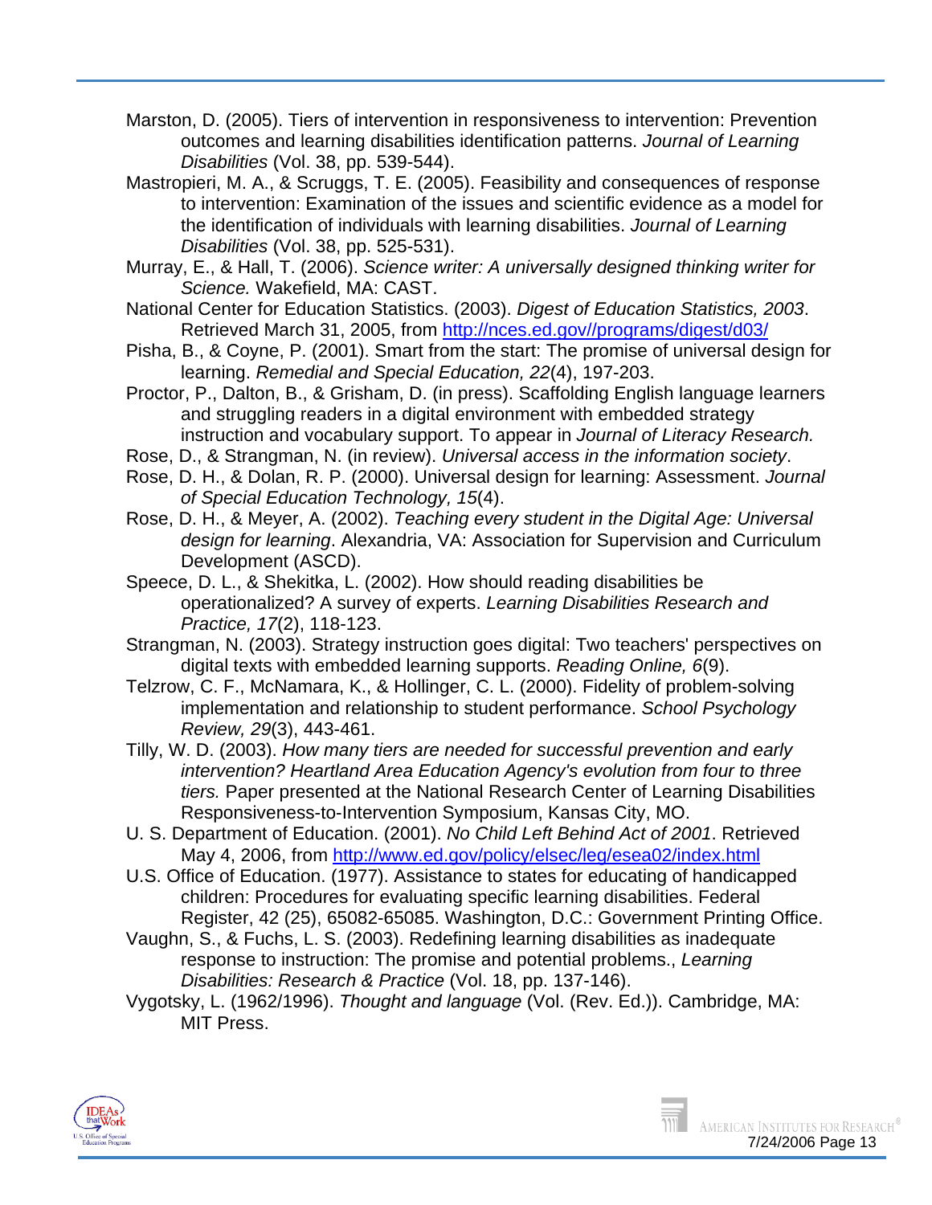Marston, D. (2005). Tiers of intervention in responsiveness to intervention: Prevention outcomes and learning disabilities identification patterns. *Journal of Learning Disabilities* (Vol. 38, pp. 539-544).

Mastropieri, M. A., & Scruggs, T. E. (2005). Feasibility and consequences of response to intervention: Examination of the issues and scientific evidence as a model for the identification of individuals with learning disabilities. *Journal of Learning Disabilities* (Vol. 38, pp. 525-531).

Murray, E., & Hall, T. (2006). *Science writer: A universally designed thinking writer for Science.* Wakefield, MA: CAST.

National Center for Education Statistics. (2003). *Digest of Education Statistics, 2003*. Retrieved March 31, 2005, from http://nces.ed.gov//programs/digest/d03/

Pisha, B., & Coyne, P. (2001). Smart from the start: The promise of universal design for learning. *Remedial and Special Education, 22*(4), 197-203.

Proctor, P., Dalton, B., & Grisham, D. (in press). Scaffolding English language learners and struggling readers in a digital environment with embedded strategy instruction and vocabulary support. To appear in *Journal of Literacy Research.*

Rose, D., & Strangman, N. (in review). *Universal access in the information society*.

Rose, D. H., & Dolan, R. P. (2000). Universal design for learning: Assessment. *Journal of Special Education Technology, 15*(4).

Rose, D. H., & Meyer, A. (2002). *Teaching every student in the Digital Age: Universal design for learning*. Alexandria, VA: Association for Supervision and Curriculum Development (ASCD).

Speece, D. L., & Shekitka, L. (2002). How should reading disabilities be operationalized? A survey of experts. *Learning Disabilities Research and Practice, 17*(2), 118-123.

Strangman, N. (2003). Strategy instruction goes digital: Two teachers' perspectives on digital texts with embedded learning supports. *Reading Online, 6*(9).

Telzrow, C. F., McNamara, K., & Hollinger, C. L. (2000). Fidelity of problem-solving implementation and relationship to student performance. *School Psychology Review, 29*(3), 443-461.

Tilly, W. D. (2003). *How many tiers are needed for successful prevention and early intervention? Heartland Area Education Agency's evolution from four to three tiers.* Paper presented at the National Research Center of Learning Disabilities Responsiveness-to-Intervention Symposium, Kansas City, MO.

U. S. Department of Education. (2001). *No Child Left Behind Act of 2001*. Retrieved May 4, 2006, from http://www.ed.gov/policy/elsec/leg/esea02/index.html

U.S. Office of Education. (1977). Assistance to states for educating of handicapped children: Procedures for evaluating specific learning disabilities. Federal Register, 42 (25), 65082-65085. Washington, D.C.: Government Printing Office.

Vaughn, S., & Fuchs, L. S. (2003). Redefining learning disabilities as inadequate response to instruction: The promise and potential problems., *Learning Disabilities: Research & Practice* (Vol. 18, pp. 137-146).

Vygotsky, L. (1962/1996). *Thought and language* (Vol. (Rev. Ed.)). Cambridge, MA: MIT Press.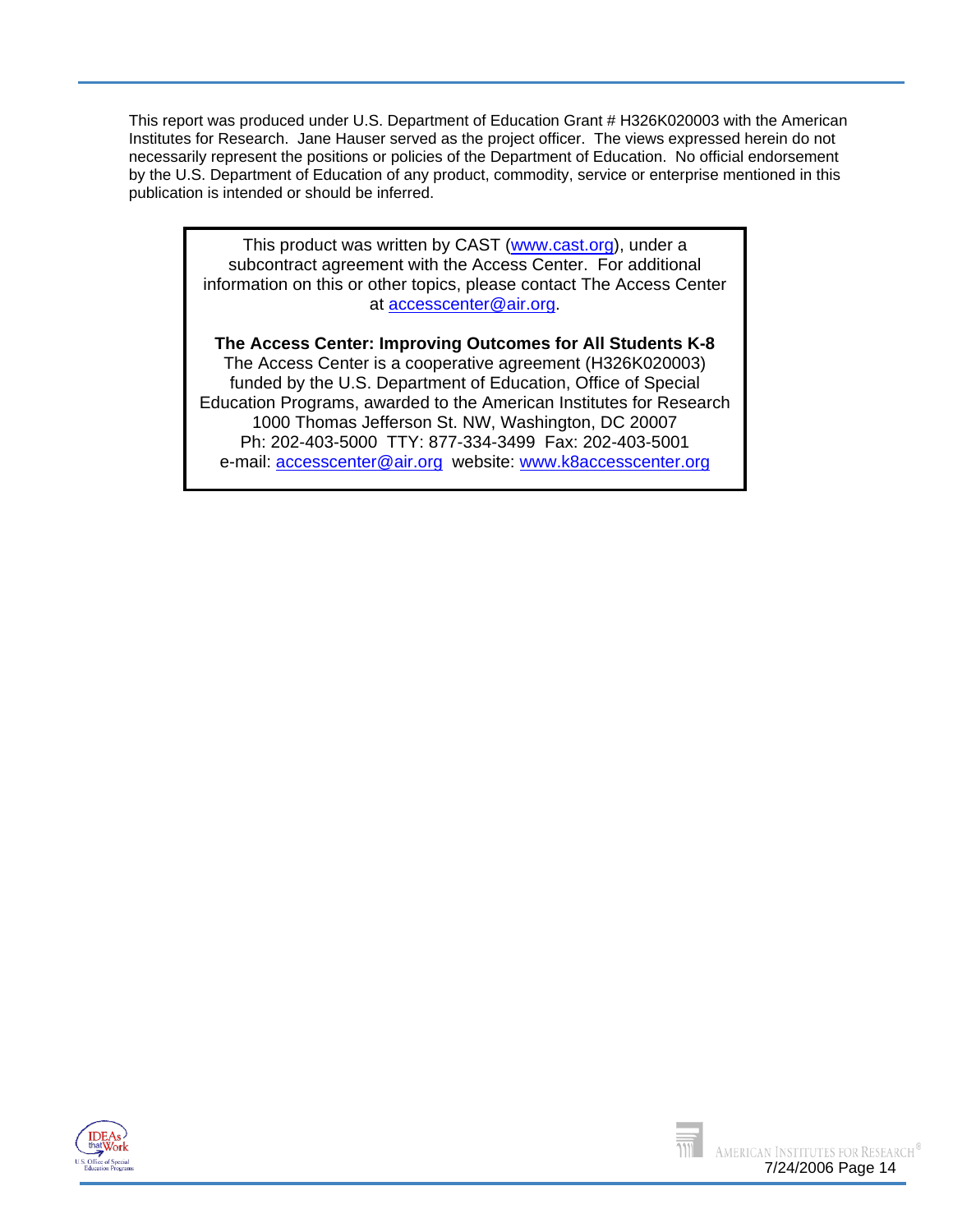This report was produced under U.S. Department of Education Grant # H326K020003 with the American Institutes for Research. Jane Hauser served as the project officer. The views expressed herein do not necessarily represent the positions or policies of the Department of Education. No official endorsement by the U.S. Department of Education of any product, commodity, service or enterprise mentioned in this publication is intended or should be inferred.

This product was written by CAST (www.cast.org), under a subcontract agreement with the Access Center. For additional information on this or other topics, please contact The Access Center at accesscenter@air.org.

**The Access Center: Improving Outcomes for All Students K-8**
The Access Center is a cooperative agreement (H326K020003) funded by the U.S. Department of Education, Office of Special Education Programs, awarded to the American Institutes for Research
1000 Thomas Jefferson St. NW, Washington, DC 20007
Ph: 202-403-5000 TTY: 877-334-3499 Fax: 202-403-5001
e-mail: accesscenter@air.org website: www.k8accesscenter.org